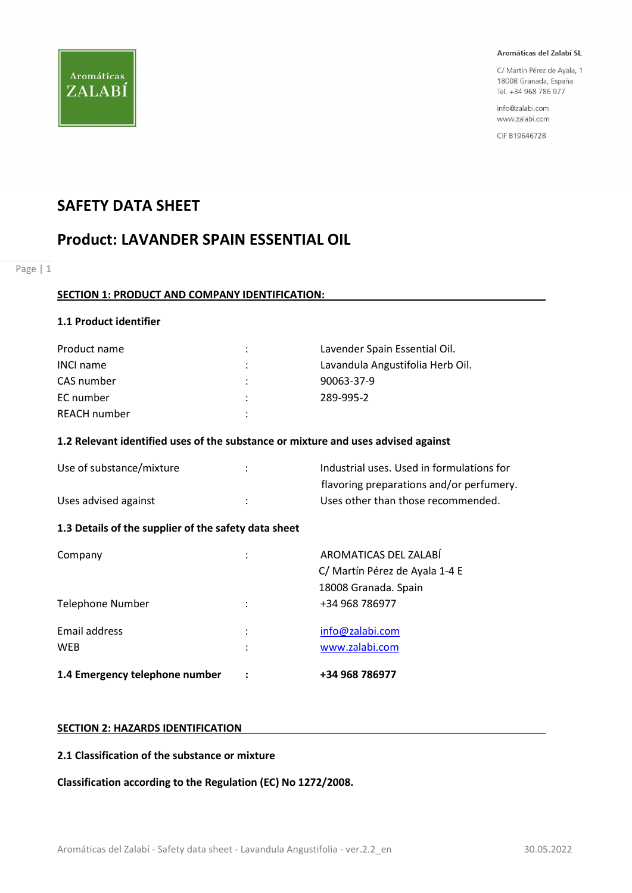Aromáticas ZALABÍ

**Aromáticas del Zalabí SL**

C/ Martín Pérez de Ayala, 1
18008 Granada, España
Tel. +34 968 786 977

info@zalabi.com
www.zalabi.com

CIF B19646728

# SAFETY DATA SHEET

# Product: LAVANDER SPAIN ESSENTIAL OIL

## SECTION 1: PRODUCT AND COMPANY IDENTIFICATION:

### 1.1 Product identifier

| | | |
|---|---|---|
| Product name | : | Lavender Spain Essential Oil. |
| INCI name | : | Lavandula Angustifolia Herb Oil. |
| CAS number | : | 90063-37-9 |
| EC number | : | 289-995-2 |
| REACH number | : | |

### 1.2 Relevant identified uses of the substance or mixture and uses advised against

| | | |
|---|---|---|
| Use of substance/mixture | : | Industrial uses. Used in formulations for flavoring preparations and/or perfumery. |
| Uses advised against | : | Uses other than those recommended. |

### 1.3 Details of the supplier of the safety data sheet

| | | |
|---|---|---|
| Company | : | AROMATICAS DEL ZALABÍ<br>C/ Martín Pérez de Ayala 1-4 E<br>18008 Granada. Spain |
| Telephone Number | : | +34 968 786977 |
| Email address | : | info@zalabi.com |
| WEB | : | www.zalabi.com |

| | | |
|---|---|---|
| **1.4 Emergency telephone number** | **:** | **+34 968 786977** |

## SECTION 2: HAZARDS IDENTIFICATION

### 2.1 Classification of the substance or mixture

**Classification according to the Regulation (EC) No 1272/2008.**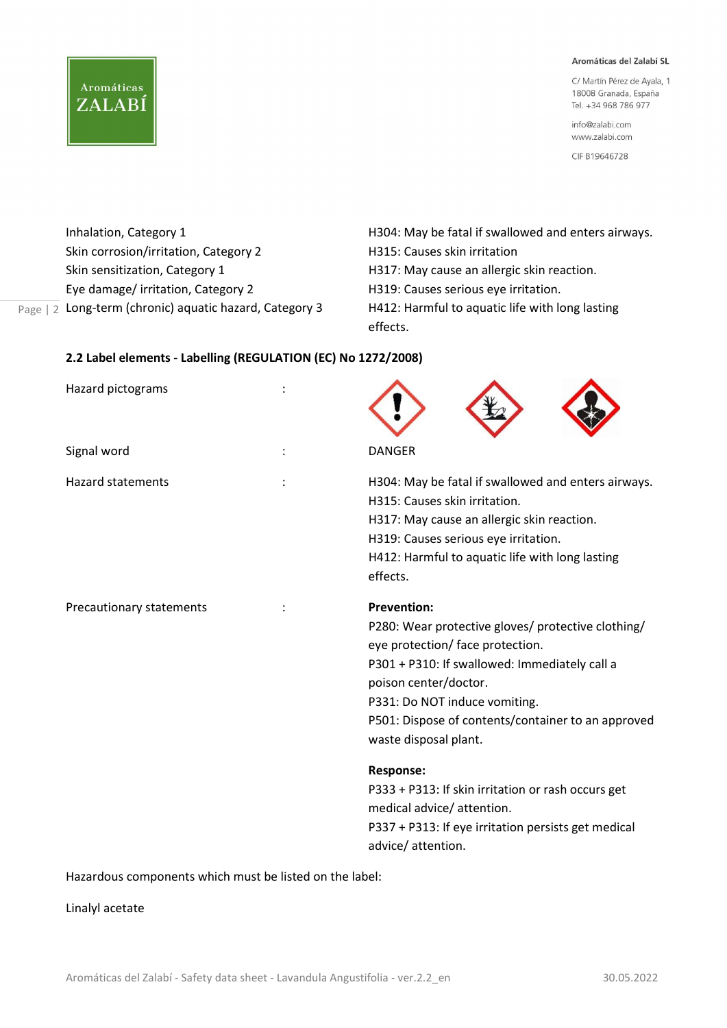| | |
|---|---|
| Inhalation, Category 1 | H304: May be fatal if swallowed and enters airways. |
| Skin corrosion/irritation, Category 2 | H315: Causes skin irritation |
| Skin sensitization, Category 1 | H317: May cause an allergic skin reaction. |
| Eye damage/ irritation, Category 2 | H319: Causes serious eye irritation. |
| Long-term (chronic) aquatic hazard, Category 3 | H412: Harmful to aquatic life with long lasting effects. |

### 2.2 Label elements - Labelling (REGULATION (EC) No 1272/2008)

| | | |
|---|---|---|
| Hazard pictograms | : | |
| Signal word | : | DANGER |
| Hazard statements | : | H304: May be fatal if swallowed and enters airways.<br>H315: Causes skin irritation.<br>H317: May cause an allergic skin reaction.<br>H319: Causes serious eye irritation.<br>H412: Harmful to aquatic life with long lasting effects. |
| Precautionary statements | : | **Prevention:**<br>P280: Wear protective gloves/ protective clothing/ eye protection/ face protection.<br>P301 + P310: If swallowed: Immediately call a poison center/doctor.<br>P331: Do NOT induce vomiting.<br>P501: Dispose of contents/container to an approved waste disposal plant.<br><br>**Response:**<br>P333 + P313: If skin irritation or rash occurs get medical advice/ attention.<br>P337 + P313: If eye irritation persists get medical advice/ attention. |

Hazardous components which must be listed on the label:

Linalyl acetate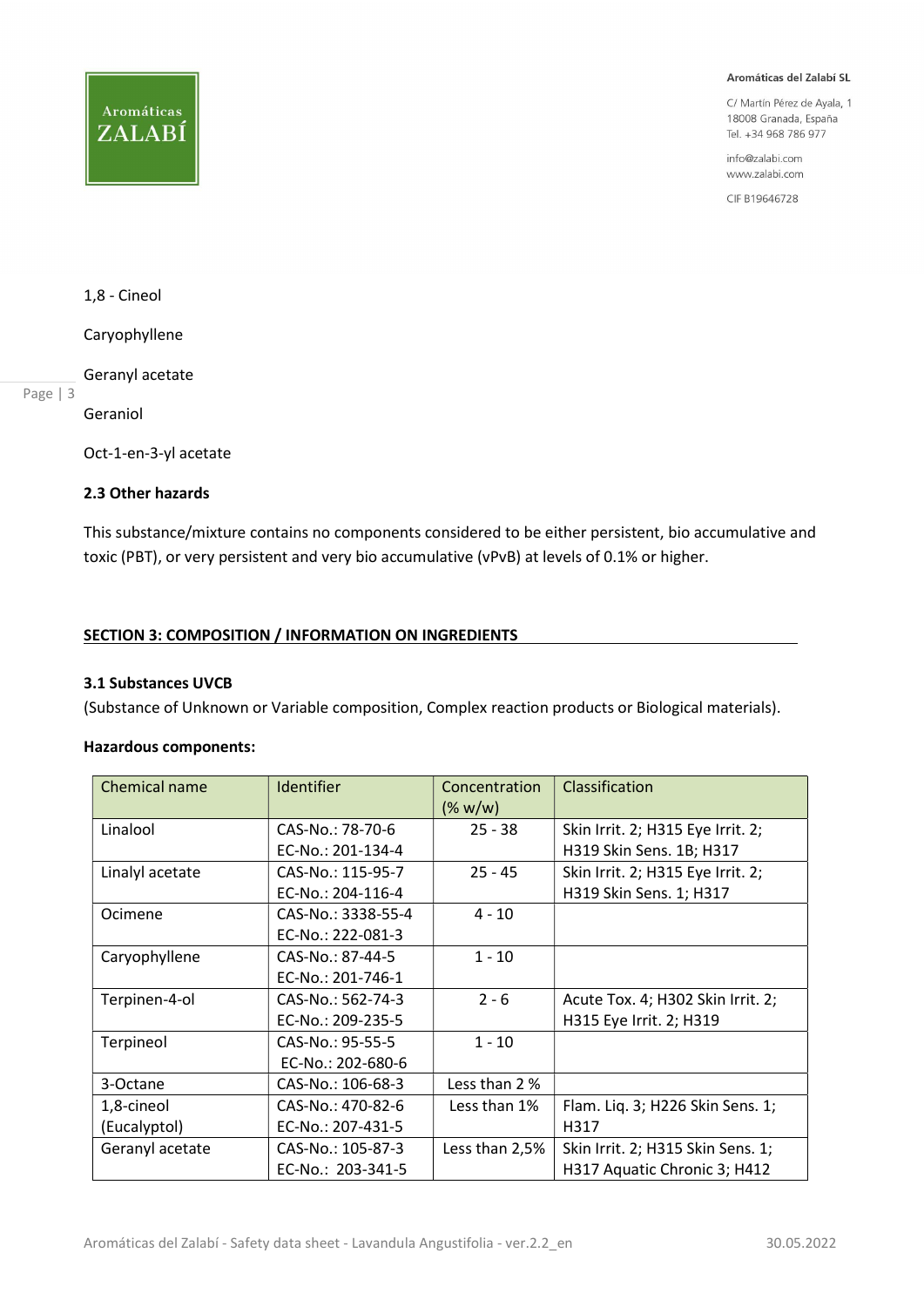1,8 - Cineol

Caryophyllene

Geranyl acetate

Geraniol

Oct-1-en-3-yl acetate

### 2.3 Other hazards

This substance/mixture contains no components considered to be either persistent, bio accumulative and toxic (PBT), or very persistent and very bio accumulative (vPvB) at levels of 0.1% or higher.

## SECTION 3: COMPOSITION / INFORMATION ON INGREDIENTS

### 3.1 Substances UVCB

(Substance of Unknown or Variable composition, Complex reaction products or Biological materials).

**Hazardous components:**

| Chemical name | Identifier | Concentration (% w/w) | Classification |
|---|---|---|---|
| Linalool | CAS-No.: 78-70-6<br>EC-No.: 201-134-4 | 25 - 38 | Skin Irrit. 2; H315 Eye Irrit. 2; H319 Skin Sens. 1B; H317 |
| Linalyl acetate | CAS-No.: 115-95-7<br>EC-No.: 204-116-4 | 25 - 45 | Skin Irrit. 2; H315 Eye Irrit. 2; H319 Skin Sens. 1; H317 |
| Ocimene | CAS-No.: 3338-55-4<br>EC-No.: 222-081-3 | 4 - 10 | |
| Caryophyllene | CAS-No.: 87-44-5<br>EC-No.: 201-746-1 | 1 - 10 | |
| Terpinen-4-ol | CAS-No.: 562-74-3<br>EC-No.: 209-235-5 | 2 - 6 | Acute Tox. 4; H302 Skin Irrit. 2; H315 Eye Irrit. 2; H319 |
| Terpineol | CAS-No.: 95-55-5<br>EC-No.: 202-680-6 | 1 - 10 | |
| 3-Octane | CAS-No.: 106-68-3 | Less than 2 % | |
| 1,8-cineol (Eucalyptol) | CAS-No.: 470-82-6<br>EC-No.: 207-431-5 | Less than 1% | Flam. Liq. 3; H226 Skin Sens. 1; H317 |
| Geranyl acetate | CAS-No.: 105-87-3<br>EC-No.: 203-341-5 | Less than 2,5% | Skin Irrit. 2; H315 Skin Sens. 1; H317 Aquatic Chronic 3; H412 |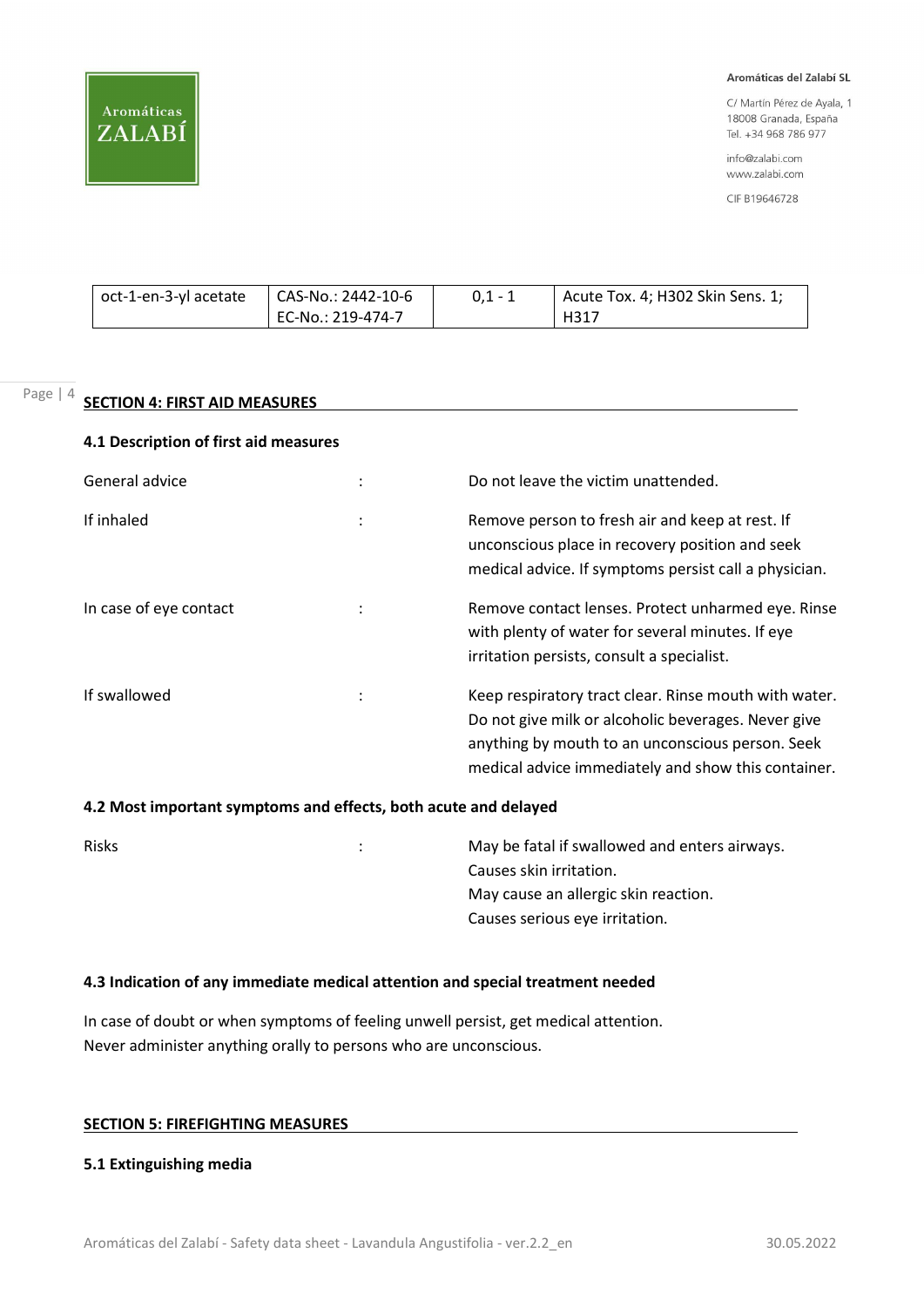| oct-1-en-3-yl acetate | CAS-No.: 2442-10-6<br>EC-No.: 219-474-7 | 0,1 - 1 | Acute Tox. 4; H302 Skin Sens. 1; H317 |
|---|---|---|---|

## SECTION 4: FIRST AID MEASURES

### 4.1 Description of first aid measures

General advice : Do not leave the victim unattended.

If inhaled : Remove person to fresh air and keep at rest. If unconscious place in recovery position and seek medical advice. If symptoms persist call a physician.

In case of eye contact : Remove contact lenses. Protect unharmed eye. Rinse with plenty of water for several minutes. If eye irritation persists, consult a specialist.

If swallowed : Keep respiratory tract clear. Rinse mouth with water. Do not give milk or alcoholic beverages. Never give anything by mouth to an unconscious person. Seek medical advice immediately and show this container.

### 4.2 Most important symptoms and effects, both acute and delayed

Risks : May be fatal if swallowed and enters airways.
Causes skin irritation.
May cause an allergic skin reaction.
Causes serious eye irritation.

### 4.3 Indication of any immediate medical attention and special treatment needed

In case of doubt or when symptoms of feeling unwell persist, get medical attention.
Never administer anything orally to persons who are unconscious.

## SECTION 5: FIREFIGHTING MEASURES

### 5.1 Extinguishing media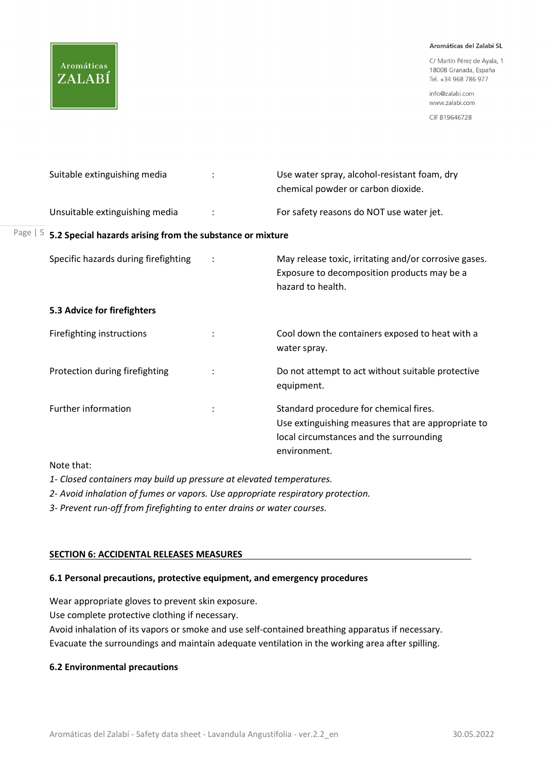| | | |
|---|---|---|
| Suitable extinguishing media | : | Use water spray, alcohol-resistant foam, dry chemical powder or carbon dioxide. |
| Unsuitable extinguishing media | : | For safety reasons do NOT use water jet. |

**5.2 Special hazards arising from the substance or mixture**

| | | |
|---|---|---|
| Specific hazards during firefighting | : | May release toxic, irritating and/or corrosive gases. Exposure to decomposition products may be a hazard to health. |

**5.3 Advice for firefighters**

| | | |
|---|---|---|
| Firefighting instructions | : | Cool down the containers exposed to heat with a water spray. |
| Protection during firefighting | : | Do not attempt to act without suitable protective equipment. |
| Further information | : | Standard procedure for chemical fires. Use extinguishing measures that are appropriate to local circumstances and the surrounding environment. |

Note that:

*1- Closed containers may build up pressure at elevated temperatures.*

*2- Avoid inhalation of fumes or vapors. Use appropriate respiratory protection.*

*3- Prevent run-off from firefighting to enter drains or water courses.*

## SECTION 6: ACCIDENTAL RELEASES MEASURES

**6.1 Personal precautions, protective equipment, and emergency procedures**

Wear appropriate gloves to prevent skin exposure.
Use complete protective clothing if necessary.
Avoid inhalation of its vapors or smoke and use self-contained breathing apparatus if necessary.
Evacuate the surroundings and maintain adequate ventilation in the working area after spilling.

**6.2 Environmental precautions**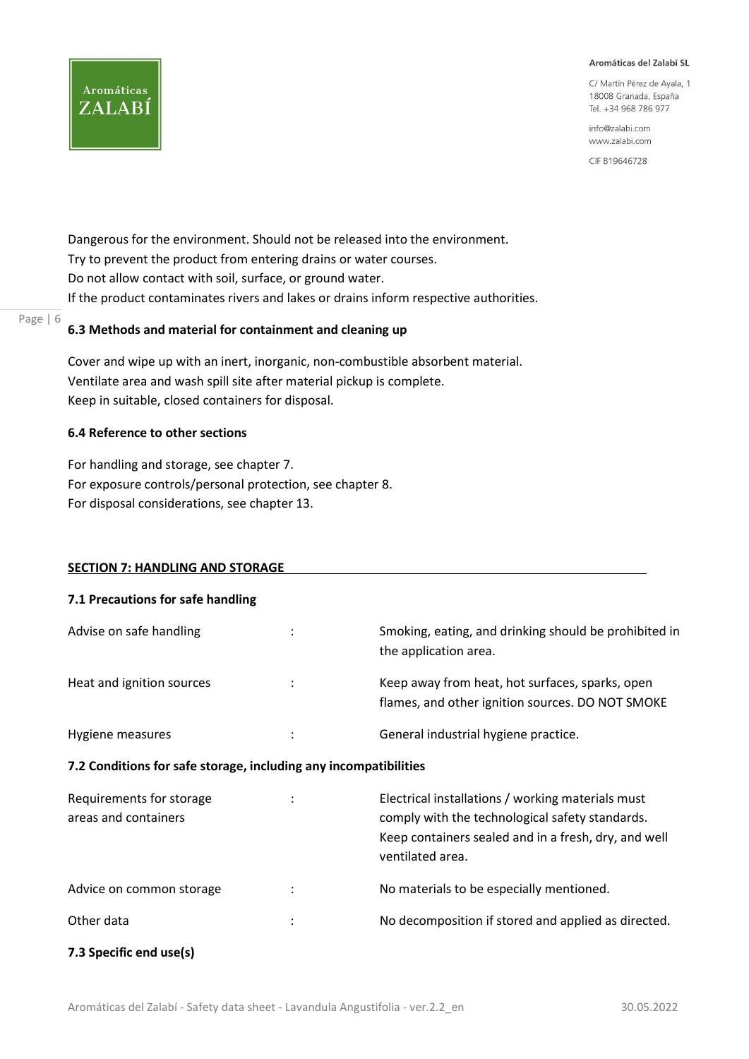Dangerous for the environment. Should not be released into the environment.
Try to prevent the product from entering drains or water courses.
Do not allow contact with soil, surface, or ground water.
If the product contaminates rivers and lakes or drains inform respective authorities.

### 6.3 Methods and material for containment and cleaning up

Cover and wipe up with an inert, inorganic, non-combustible absorbent material.
Ventilate area and wash spill site after material pickup is complete.
Keep in suitable, closed containers for disposal.

### 6.4 Reference to other sections

For handling and storage, see chapter 7.
For exposure controls/personal protection, see chapter 8.
For disposal considerations, see chapter 13.

## SECTION 7: HANDLING AND STORAGE

### 7.1 Precautions for safe handling

| | | |
|---|---|---|
| Advise on safe handling | : | Smoking, eating, and drinking should be prohibited in the application area. |
| Heat and ignition sources | : | Keep away from heat, hot surfaces, sparks, open flames, and other ignition sources. DO NOT SMOKE |
| Hygiene measures | : | General industrial hygiene practice. |

### 7.2 Conditions for safe storage, including any incompatibilities

| | | |
|---|---|---|
| Requirements for storage areas and containers | : | Electrical installations / working materials must comply with the technological safety standards. Keep containers sealed and in a fresh, dry, and well ventilated area. |
| Advice on common storage | : | No materials to be especially mentioned. |
| Other data | : | No decomposition if stored and applied as directed. |

### 7.3 Specific end use(s)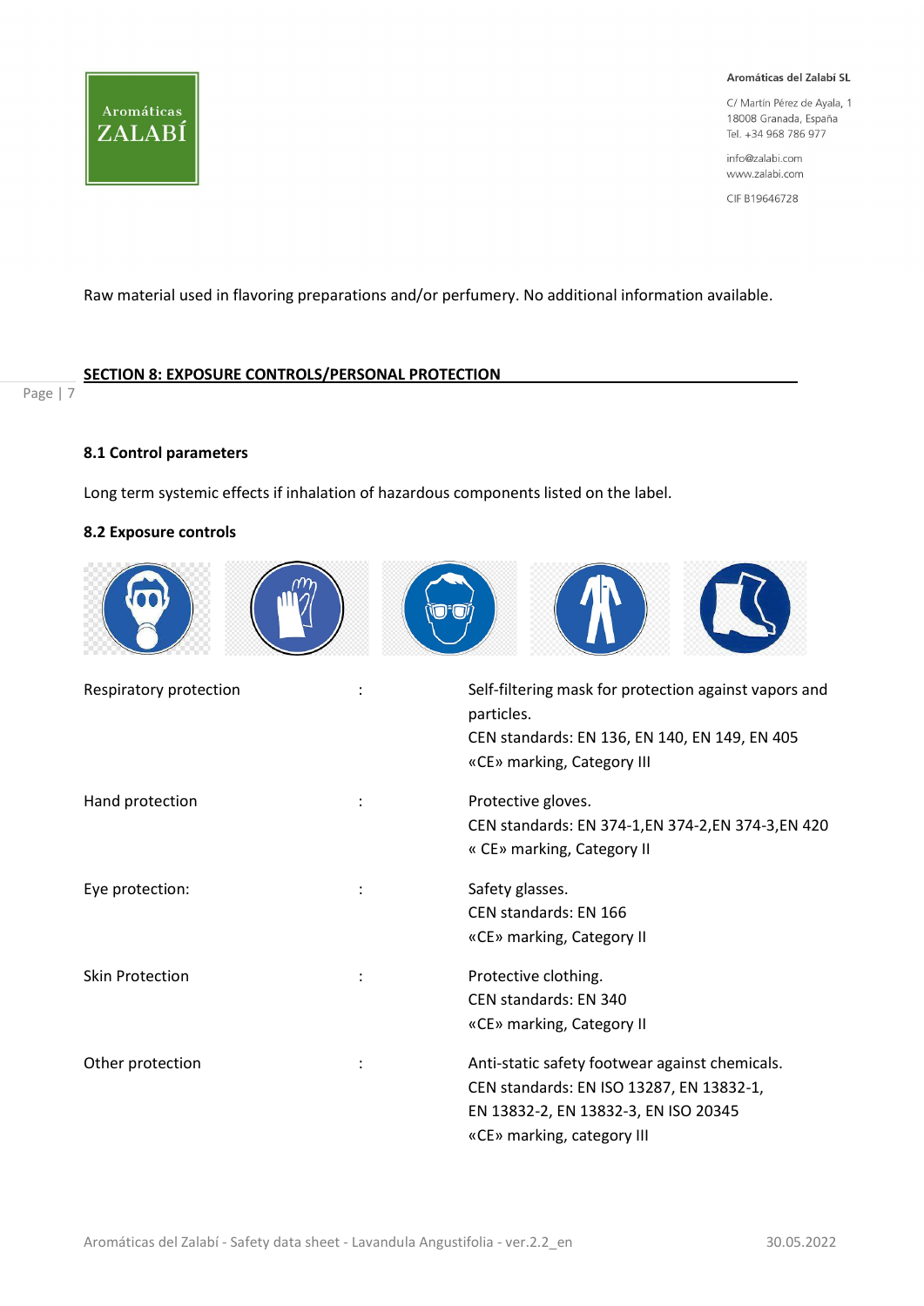Raw material used in flavoring preparations and/or perfumery. No additional information available.

## SECTION 8: EXPOSURE CONTROLS/PERSONAL PROTECTION

### 8.1 Control parameters

Long term systemic effects if inhalation of hazardous components listed on the label.

### 8.2 Exposure controls

| | | |
|---|---|---|
| Respiratory protection | : | Self-filtering mask for protection against vapors and particles.<br>CEN standards: EN 136, EN 140, EN 149, EN 405<br>«CE» marking, Category III |
| Hand protection | : | Protective gloves.<br>CEN standards: EN 374-1,EN 374-2,EN 374-3,EN 420<br>« CE» marking, Category II |
| Eye protection: | : | Safety glasses.<br>CEN standards: EN 166<br>«CE» marking, Category II |
| Skin Protection | : | Protective clothing.<br>CEN standards: EN 340<br>«CE» marking, Category II |
| Other protection | : | Anti-static safety footwear against chemicals.<br>CEN standards: EN ISO 13287, EN 13832-1, EN 13832-2, EN 13832-3, EN ISO 20345<br>«CE» marking, category III |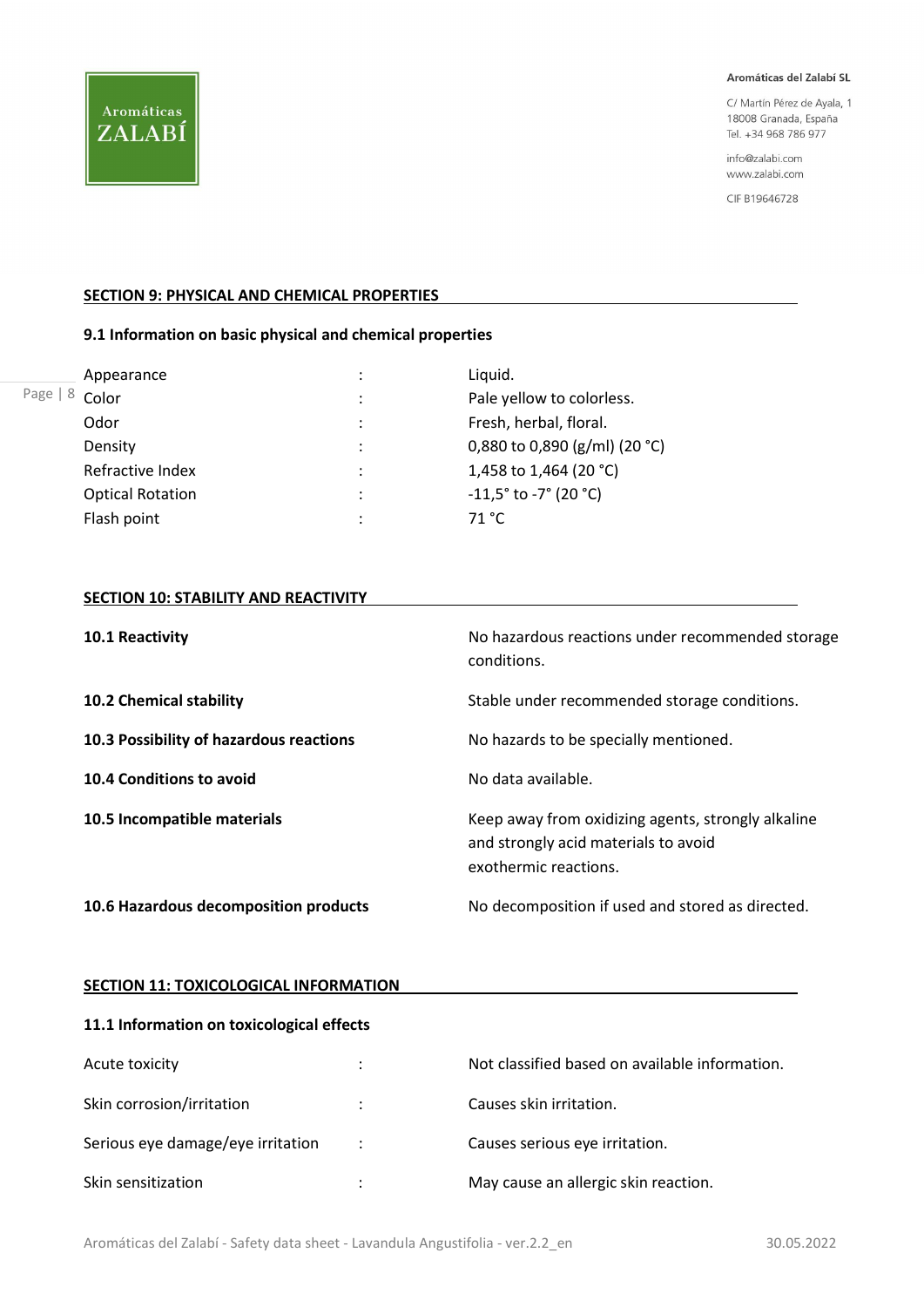## SECTION 9: PHYSICAL AND CHEMICAL PROPERTIES

### 9.1 Information on basic physical and chemical properties

| | | |
|---|---|---|
| Appearance | : | Liquid. |
| Color | : | Pale yellow to colorless. |
| Odor | : | Fresh, herbal, floral. |
| Density | : | 0,880 to 0,890 (g/ml) (20 °C) |
| Refractive Index | : | 1,458 to 1,464 (20 °C) |
| Optical Rotation | : | -11,5° to -7° (20 °C) |
| Flash point | : | 71 °C |

## SECTION 10: STABILITY AND REACTIVITY

| | |
|---|---|
| **10.1 Reactivity** | No hazardous reactions under recommended storage conditions. |
| **10.2 Chemical stability** | Stable under recommended storage conditions. |
| **10.3 Possibility of hazardous reactions** | No hazards to be specially mentioned. |
| **10.4 Conditions to avoid** | No data available. |
| **10.5 Incompatible materials** | Keep away from oxidizing agents, strongly alkaline and strongly acid materials to avoid exothermic reactions. |
| **10.6 Hazardous decomposition products** | No decomposition if used and stored as directed. |

## SECTION 11: TOXICOLOGICAL INFORMATION

### 11.1 Information on toxicological effects

| | | |
|---|---|---|
| Acute toxicity | : | Not classified based on available information. |
| Skin corrosion/irritation | : | Causes skin irritation. |
| Serious eye damage/eye irritation | : | Causes serious eye irritation. |
| Skin sensitization | : | May cause an allergic skin reaction. |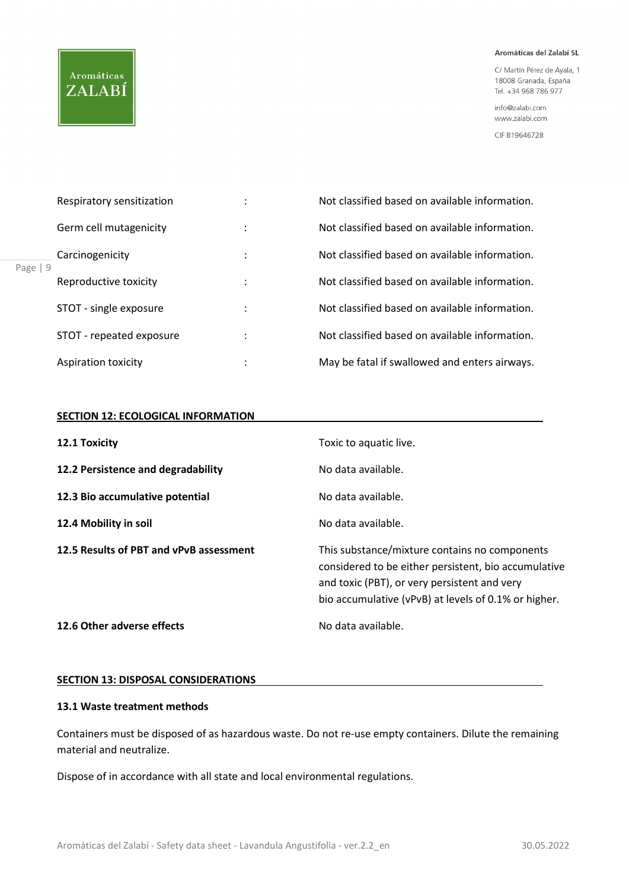| | | |
|---|---|---|
| Respiratory sensitization | : | Not classified based on available information. |
| Germ cell mutagenicity | : | Not classified based on available information. |
| Carcinogenicity | : | Not classified based on available information. |
| Reproductive toxicity | : | Not classified based on available information. |
| STOT - single exposure | : | Not classified based on available information. |
| STOT - repeated exposure | : | Not classified based on available information. |
| Aspiration toxicity | : | May be fatal if swallowed and enters airways. |

## SECTION 12: ECOLOGICAL INFORMATION

| | |
|---|---|
| **12.1 Toxicity** | Toxic to aquatic live. |
| **12.2 Persistence and degradability** | No data available. |
| **12.3 Bio accumulative potential** | No data available. |
| **12.4 Mobility in soil** | No data available. |
| **12.5 Results of PBT and vPvB assessment** | This substance/mixture contains no components considered to be either persistent, bio accumulative and toxic (PBT), or very persistent and very bio accumulative (vPvB) at levels of 0.1% or higher. |
| **12.6 Other adverse effects** | No data available. |

## SECTION 13: DISPOSAL CONSIDERATIONS

### 13.1 Waste treatment methods

Containers must be disposed of as hazardous waste. Do not re-use empty containers. Dilute the remaining material and neutralize.

Dispose of in accordance with all state and local environmental regulations.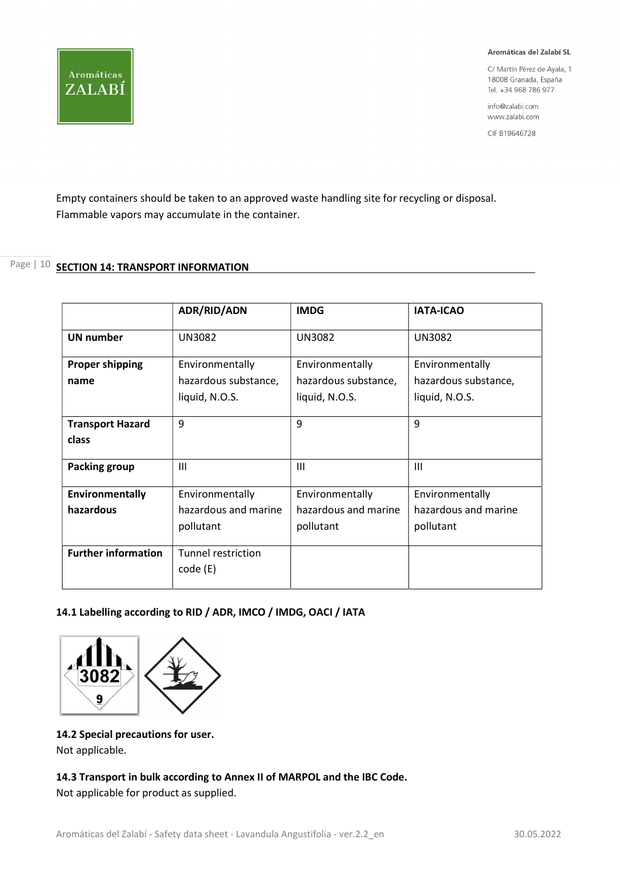Empty containers should be taken to an approved waste handling site for recycling or disposal. Flammable vapors may accumulate in the container.

## SECTION 14: TRANSPORT INFORMATION

| | ADR/RID/ADN | IMDG | IATA-ICAO |
|---|---|---|---|
| **UN number** | UN3082 | UN3082 | UN3082 |
| **Proper shipping name** | Environmentally hazardous substance, liquid, N.O.S. | Environmentally hazardous substance, liquid, N.O.S. | Environmentally hazardous substance, liquid, N.O.S. |
| **Transport Hazard class** | 9 | 9 | 9 |
| **Packing group** | III | III | III |
| **Environmentally hazardous** | Environmentally hazardous and marine pollutant | Environmentally hazardous and marine pollutant | Environmentally hazardous and marine pollutant |
| **Further information** | Tunnel restriction code (E) | | |

### 14.1 Labelling according to RID / ADR, IMCO / IMDG, OACI / IATA

### 14.2 Special precautions for user.

Not applicable.

### 14.3 Transport in bulk according to Annex II of MARPOL and the IBC Code.

Not applicable for product as supplied.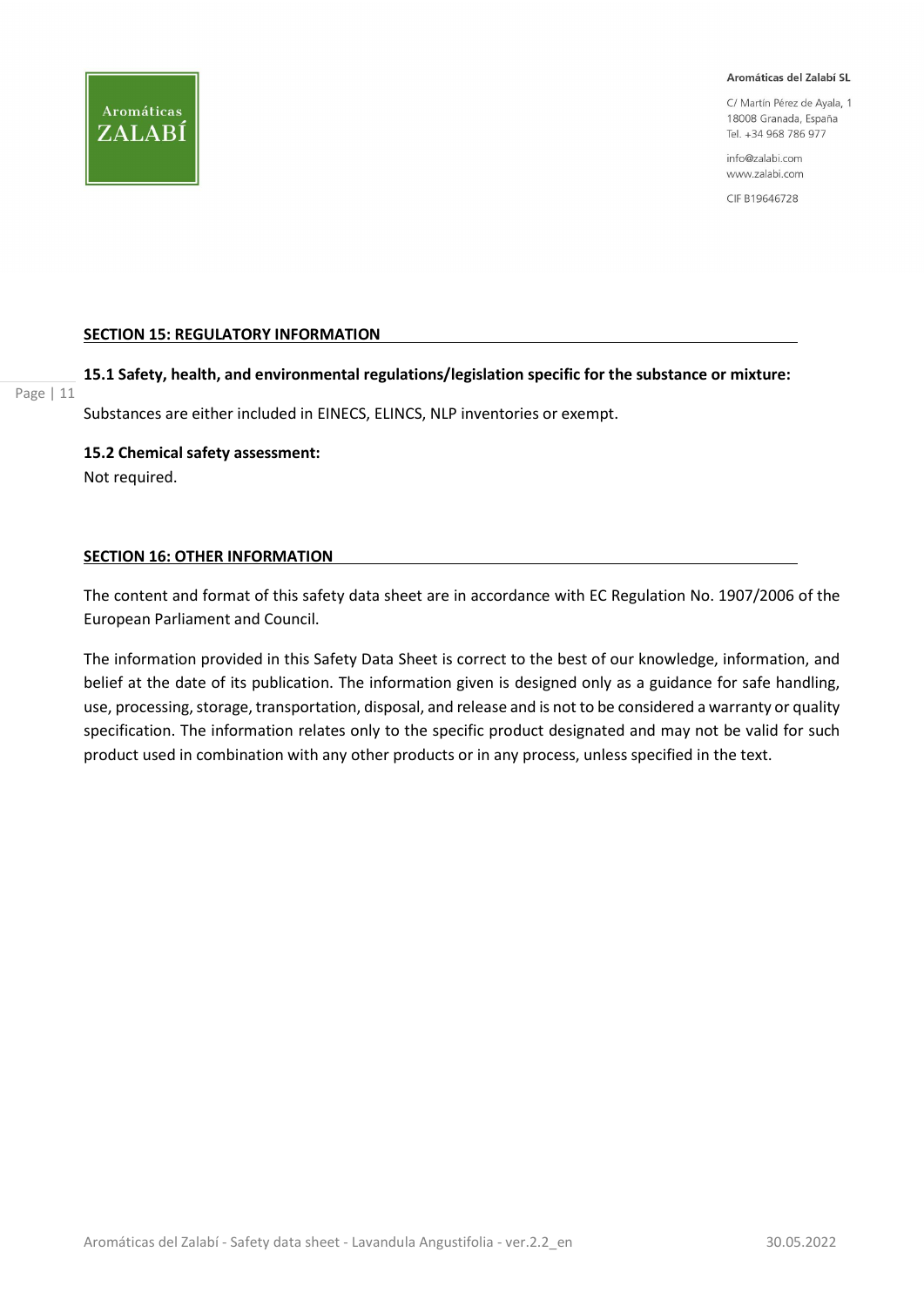## SECTION 15: REGULATORY INFORMATION

### 15.1 Safety, health, and environmental regulations/legislation specific for the substance or mixture:

Substances are either included in EINECS, ELINCS, NLP inventories or exempt.

### 15.2 Chemical safety assessment:

Not required.

## SECTION 16: OTHER INFORMATION

The content and format of this safety data sheet are in accordance with EC Regulation No. 1907/2006 of the European Parliament and Council.

The information provided in this Safety Data Sheet is correct to the best of our knowledge, information, and belief at the date of its publication. The information given is designed only as a guidance for safe handling, use, processing, storage, transportation, disposal, and release and is not to be considered a warranty or quality specification. The information relates only to the specific product designated and may not be valid for such product used in combination with any other products or in any process, unless specified in the text.